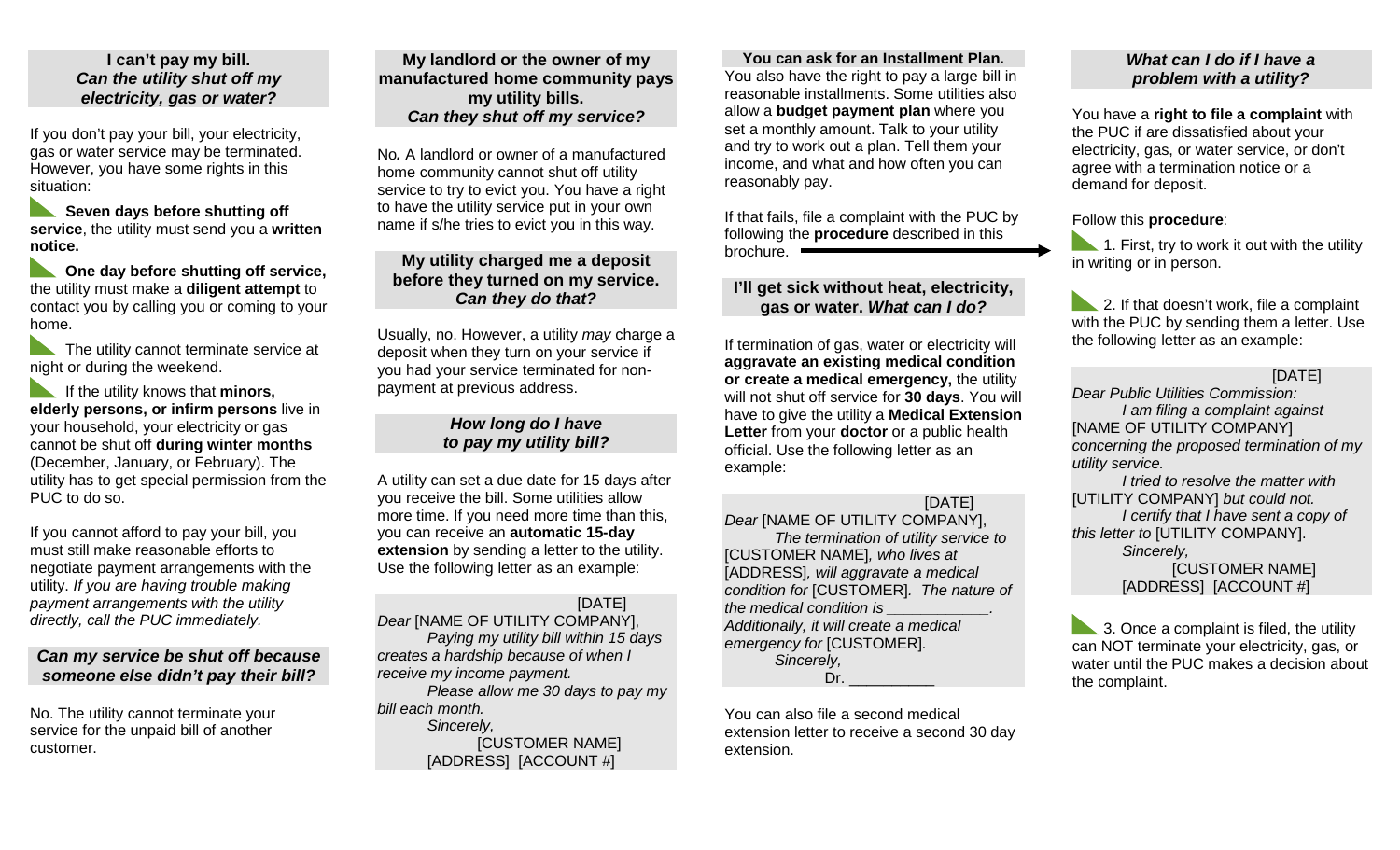## I can't pay my bill. *Can the utility shut off my electricity, gas or water?*

If you don't pay your bill, your electricity, gas or water service may be terminated. However, you have some rights in this situation:

- **Seven days before shutting off service**, the utility must send you a **written notice.**
- **One day before shutting off service,** the utility must make a **diligent attempt** to contact you by calling you or coming to your home.
- The utility cannot terminate service at night or during the weekend.
- If the utility knows that **minors, elderly persons, or infirm persons** live in your household, your electricity or gas cannot be shut off **during winter months** (December, January, or February). The utility has to get special permission from the PUC to do so.

If you cannot afford to pay your bill, you must still make reasonable efforts to negotiate payment arrangements with the utility. *If you are having trouble making payment arrangements with the utility directly, call the PUC immediately.*

## *Can my service be shut off because someone else didn't pay their bill?*

No. The utility cannot terminate your service for the unpaid bill of another customer.

## My landlord or the owner of my manufactured home community pays my utility bills. *Can they shut off my service?*

No*.* A landlord or owner of a manufactured home community cannot shut off utility service to try to evict you. You have a right to have the utility service put in your own name if s/he tries to evict you in this way.

## My utility charged me a deposit before they turned on my service. *Can they do that?*

Usually, no. However, a utility *may* charge a deposit when they turn on your service if you had your service terminated for non-payment at previous address.

## *How long do I have to pay my utility bill?*

A utility can set a due date for 15 days after you receive the bill. Some utilities allow more time. If you need more time than this, you can receive an **automatic 15-day extension** by sending a letter to the utility. Use the following letter as an example:

> [DATE]
>
> *Dear* [NAME OF UTILITY COMPANY],
>
> *Paying my utility bill within 15 days creates a hardship because of when I receive my income payment.*
>
> *Please allow me 30 days to pay my bill each month.*
>
> *Sincerely,*
>
> [CUSTOMER NAME]
> [ADDRESS] [ACCOUNT #]

## You can ask for an Installment Plan.

You also have the right to pay a large bill in reasonable installments. Some utilities also allow a **budget payment plan** where you set a monthly amount. Talk to your utility and try to work out a plan. Tell them your income, and what and how often you can reasonably pay.

If that fails, file a complaint with the PUC by following the **procedure** described in this brochure. →

## I'll get sick without heat, electricity, gas or water. *What can I do?*

If termination of gas, water or electricity will **aggravate an existing medical condition or create a medical emergency,** the utility will not shut off service for **30 days**. You will have to give the utility a **Medical Extension Letter** from your **doctor** or a public health official. Use the following letter as an example:

> [DATE]
>
> *Dear* [NAME OF UTILITY COMPANY],
>
> *The termination of utility service to* [CUSTOMER NAME]*, who lives at* [ADDRESS]*, will aggravate a medical condition for* [CUSTOMER]*. The nature of the medical condition is ____________. Additionally, it will create a medical emergency for* [CUSTOMER]*.*
>
> *Sincerely,*
>
> Dr. __________

You can also file a second medical extension letter to receive a second 30 day extension.

## *What can I do if I have a problem with a utility?*

You have a **right to file a complaint** with the PUC if are dissatisfied about your electricity, gas, or water service, or don't agree with a termination notice or a demand for deposit.

Follow this **procedure**:

1. First, try to work it out with the utility in writing or in person.
2. If that doesn't work, file a complaint with the PUC by sending them a letter. Use the following letter as an example:

> [DATE]
>
> *Dear Public Utilities Commission:*
>
> *I am filing a complaint against* [NAME OF UTILITY COMPANY] *concerning the proposed termination of my utility service.*
>
> *I tried to resolve the matter with* [UTILITY COMPANY] *but could not.*
>
> *I certify that I have sent a copy of this letter to* [UTILITY COMPANY].
>
> *Sincerely,*
>
> [CUSTOMER NAME]
> [ADDRESS] [ACCOUNT #]

3. Once a complaint is filed, the utility can NOT terminate your electricity, gas, or water until the PUC makes a decision about the complaint.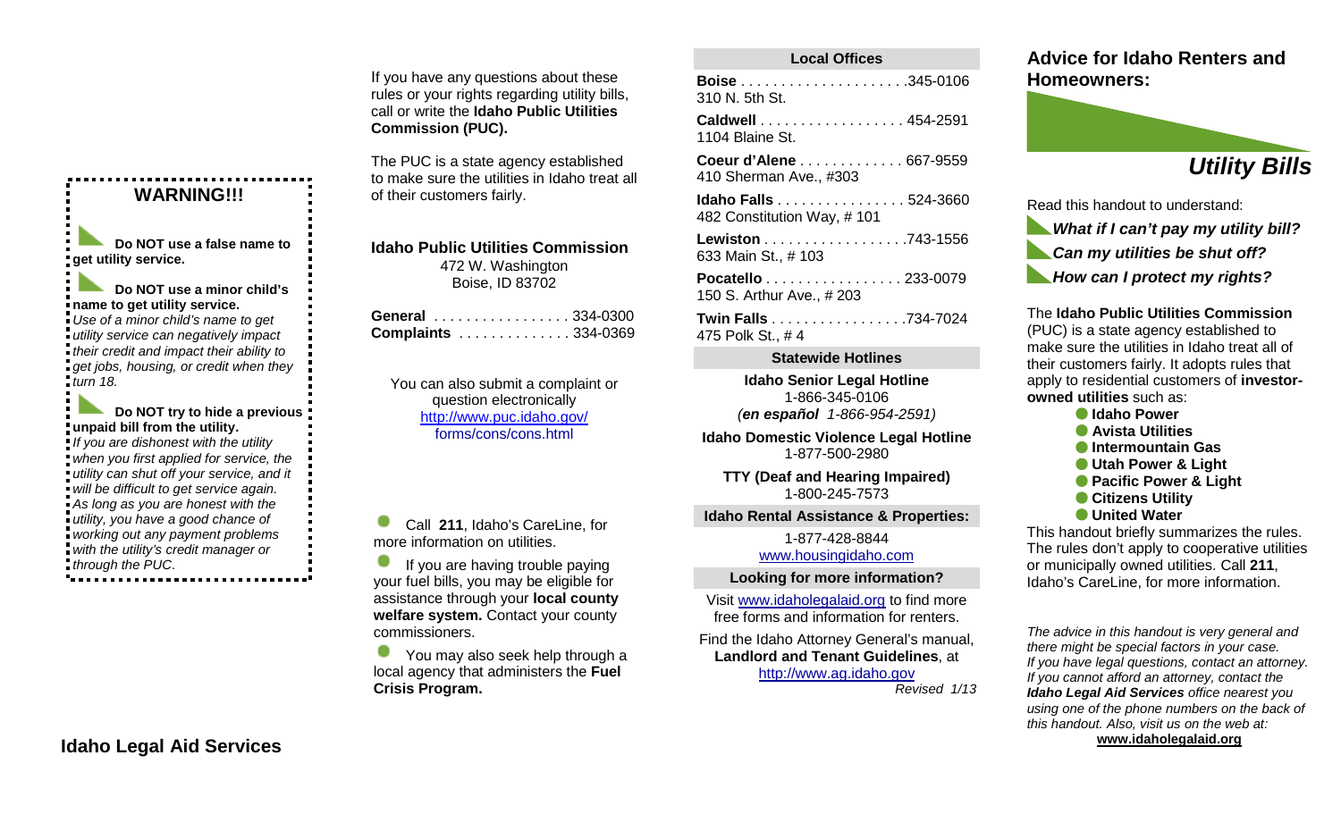## WARNING!!!

**Do NOT use a false name to get utility service.**

**Do NOT use a minor child's name to get utility service.**
*Use of a minor child's name to get utility service can negatively impact their credit and impact their ability to get jobs, housing, or credit when they turn 18.*

**Do NOT try to hide a previous unpaid bill from the utility.**
*If you are dishonest with the utility when you first applied for service, the utility can shut off your service, and it will be difficult to get service again. As long as you are honest with the utility, you have a good chance of working out any payment problems with the utility's credit manager or through the PUC.*

**Idaho Legal Aid Services**

If you have any questions about these rules or your rights regarding utility bills, call or write the **Idaho Public Utilities Commission (PUC).**

The PUC is a state agency established to make sure the utilities in Idaho treat all of their customers fairly.

**Idaho Public Utilities Commission**
472 W. Washington
Boise, ID 83702

**General** . . . . . . . . . . . . . . . . . 334-0300
**Complaints** . . . . . . . . . . . . . . 334-0369

You can also submit a complaint or question electronically
http://www.puc.idaho.gov/forms/cons/cons.html

- Call **211**, Idaho's CareLine, for more information on utilities.
- If you are having trouble paying your fuel bills, you may be eligible for assistance through your **local county welfare system.** Contact your county commissioners.
- You may also seek help through a local agency that administers the **Fuel Crisis Program.**

### Local Offices

**Boise** . . . . . . . . . . . . . . . . . . . . .345-0106
310 N. 5th St.

**Caldwell** . . . . . . . . . . . . . . . . . . 454-2591
1104 Blaine St.

**Coeur d'Alene** . . . . . . . . . . . . . 667-9559
410 Sherman Ave., #303

**Idaho Falls** . . . . . . . . . . . . . . . . 524-3660
482 Constitution Way, # 101

**Lewiston** . . . . . . . . . . . . . . . . . .743-1556
633 Main St., # 103

**Pocatello** . . . . . . . . . . . . . . . . . 233-0079
150 S. Arthur Ave., # 203

**Twin Falls** . . . . . . . . . . . . . . . . .734-7024
475 Polk St., # 4

### Statewide Hotlines

**Idaho Senior Legal Hotline**
1-866-345-0106
(***en español*** *1-866-954-2591)*

**Idaho Domestic Violence Legal Hotline**
1-877-500-2980

**TTY (Deaf and Hearing Impaired)**
1-800-245-7573

### Idaho Rental Assistance & Properties:

1-877-428-8844
www.housingidaho.com

### Looking for more information?

Visit www.idaholegalaid.org to find more free forms and information for renters.

Find the Idaho Attorney General's manual, **Landlord and Tenant Guidelines**, at
http://www.ag.idaho.gov

*Revised 1/13*

# Advice for Idaho Renters and Homeowners:

# *Utility Bills*

Read this handout to understand:

- ***What if I can't pay my utility bill?***
- ***Can my utilities be shut off?***
- ***How can I protect my rights?***

The **Idaho Public Utilities Commission** (PUC) is a state agency established to make sure the utilities in Idaho treat all of their customers fairly. It adopts rules that apply to residential customers of **investor-owned utilities** such as:

- **Idaho Power**
- **Avista Utilities**
- **Intermountain Gas**
- **Utah Power & Light**
- **Pacific Power & Light**
- **Citizens Utility**
- **United Water**

This handout briefly summarizes the rules. The rules don't apply to cooperative utilities or municipally owned utilities. Call **211**, Idaho's CareLine, for more information.

*The advice in this handout is very general and there might be special factors in your case. If you have legal questions, contact an attorney. If you cannot afford an attorney, contact the* ***Idaho Legal Aid Services*** *office nearest you using one of the phone numbers on the back of this handout. Also, visit us on the web at:*
**www.idaholegalaid.org**